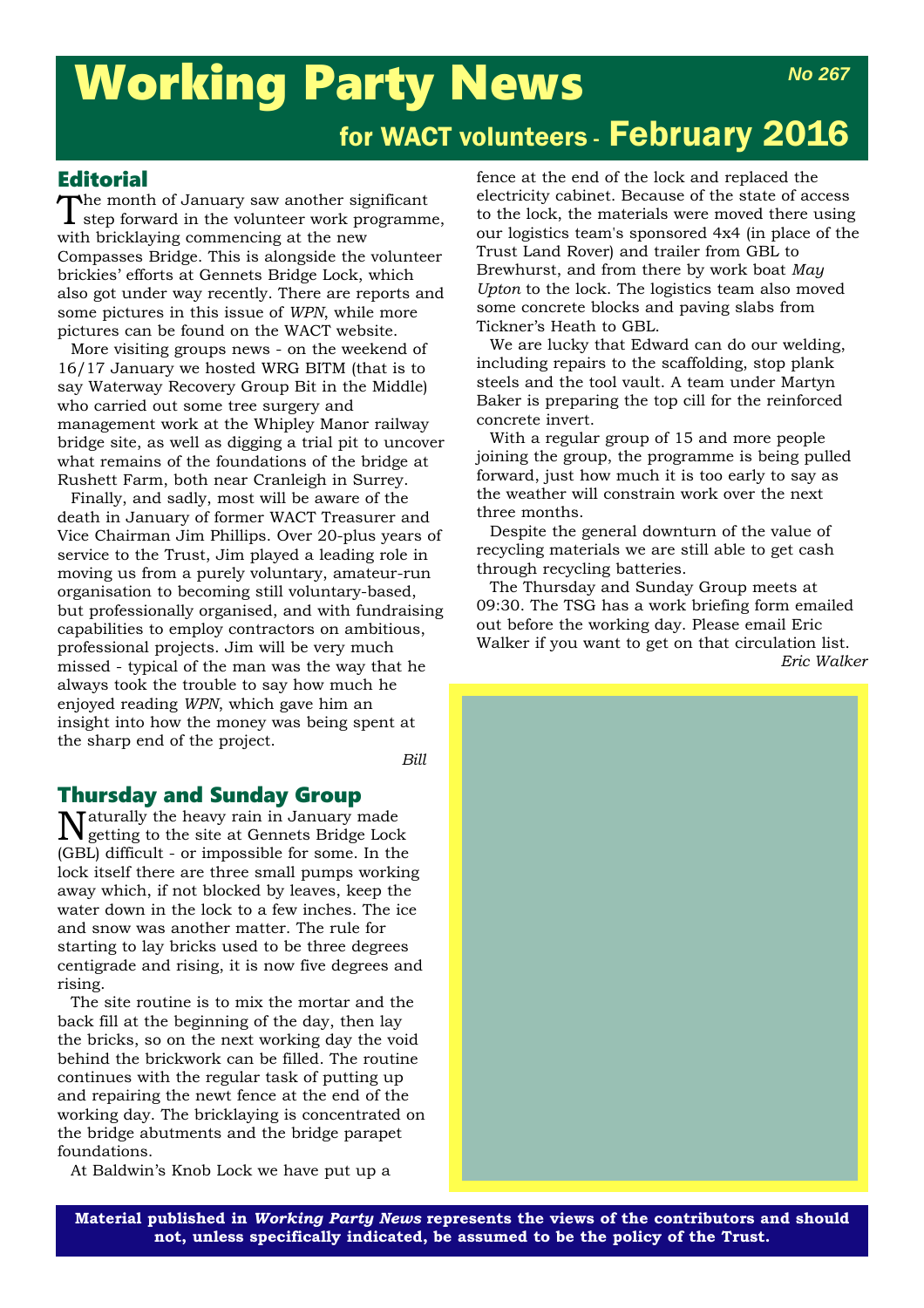# Working Party News

*No 267*

## for WACT volunteers - February 2016

## Editorial

The month of January saw another significant step forward in the volunteer work programme, with bricklaying commencing at the new Compasses Bridge. This is alongside the volunteer brickies' efforts at Gennets Bridge Lock, which also got under way recently. There are reports and some pictures in this issue of *WPN*, while more pictures can be found on the WACT website.

More visiting groups news - on the weekend of 16/17 January we hosted WRG BITM (that is to say Waterway Recovery Group Bit in the Middle) who carried out some tree surgery and management work at the Whipley Manor railway bridge site, as well as digging a trial pit to uncover what remains of the foundations of the bridge at Rushett Farm, both near Cranleigh in Surrey.

Finally, and sadly, most will be aware of the death in January of former WACT Treasurer and Vice Chairman Jim Phillips. Over 20-plus years of service to the Trust, Jim played a leading role in moving us from a purely voluntary, amateur-run organisation to becoming still voluntary-based, but professionally organised, and with fundraising capabilities to employ contractors on ambitious, professional projects. Jim will be very much missed - typical of the man was the way that he always took the trouble to say how much he enjoyed reading *WPN*, which gave him an insight into how the money was being spent at the sharp end of the project.

*Bill*

## Thursday and Sunday Group

Naturally the heavy rain in January made getting to the site at Gennets Bridge Lock (GBL) difficult - or impossible for some. In the lock itself there are three small pumps working away which, if not blocked by leaves, keep the water down in the lock to a few inches. The ice and snow was another matter. The rule for starting to lay bricks used to be three degrees centigrade and rising, it is now five degrees and rising.

The site routine is to mix the mortar and the back fill at the beginning of the day, then lay the bricks, so on the next working day the void behind the brickwork can be filled. The routine continues with the regular task of putting up and repairing the newt fence at the end of the working day. The bricklaying is concentrated on the bridge abutments and the bridge parapet foundations.

At Baldwin's Knob Lock we have put up a fence at the end of the lock and replaced the electricity cabinet. Because of the state of access to the lock, the materials were moved there using our logistics team's sponsored 4x4 (in place of the Trust Land Rover) and trailer from GBL to Brewhurst, and from there by work boat *May Upton* to the lock. The logistics team also moved some concrete blocks and paving slabs from Tickner's Heath to GBL.

We are lucky that Edward can do our welding, including repairs to the scaffolding, stop plank steels and the tool vault. A team under Martyn Baker is preparing the top cill for the reinforced concrete invert.

With a regular group of 15 and more people joining the group, the programme is being pulled forward, just how much it is too early to say as the weather will constrain work over the next three months.

Despite the general downturn of the value of recycling materials we are still able to get cash through recycling batteries.

The Thursday and Sunday Group meets at 09:30. The TSG has a work briefing form emailed out before the working day. Please email Eric Walker if you want to get on that circulation list.

*Eric Walker*

**Material published in *Working Party News* represents the views of the contributors and should not, unless specifically indicated, be assumed to be the policy of the Trust.**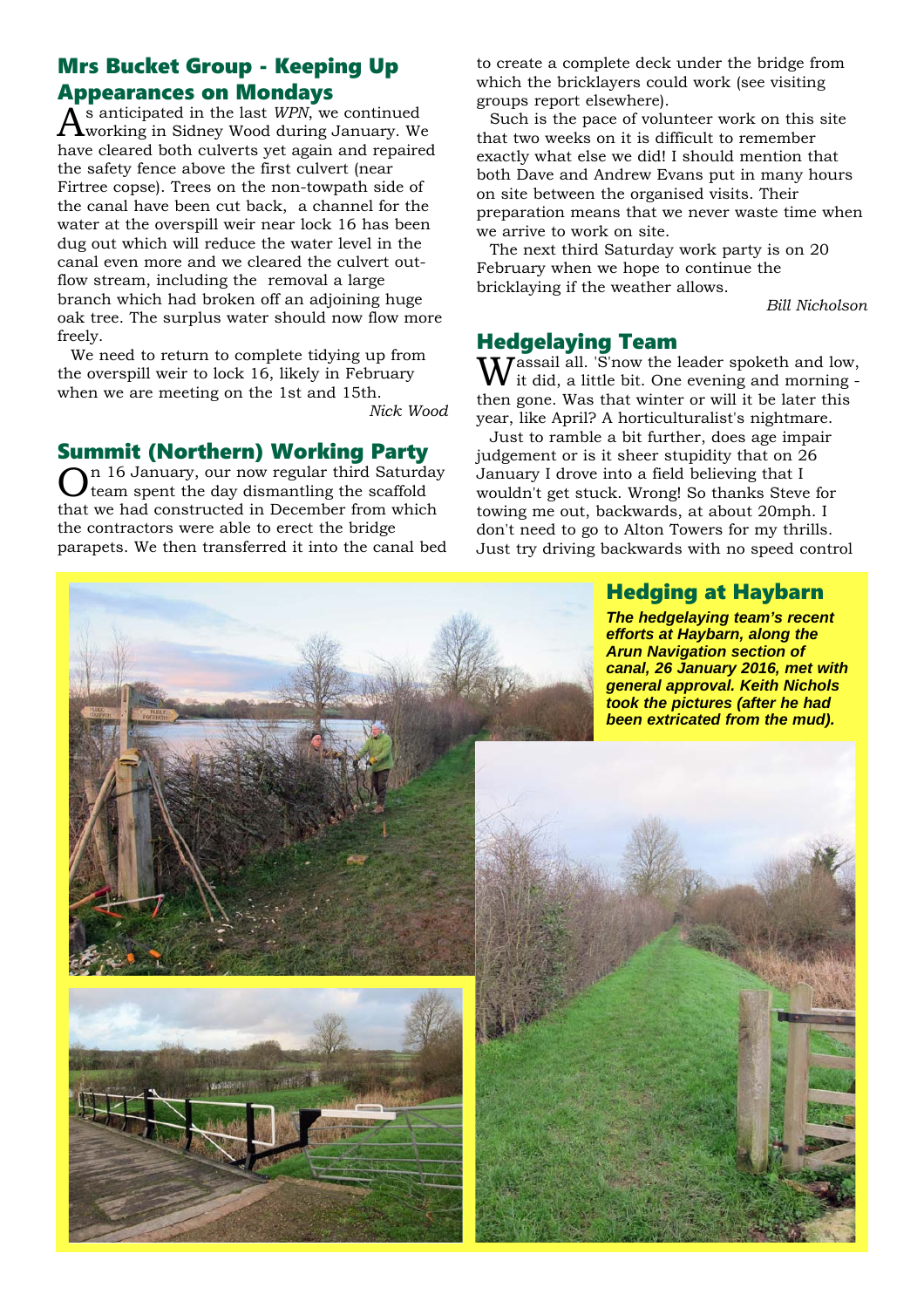## Mrs Bucket Group - Keeping Up Appearances on Mondays

As anticipated in the last *WPN*, we continued working in Sidney Wood during January. We have cleared both culverts yet again and repaired the safety fence above the first culvert (near Firtree copse). Trees on the non-towpath side of the canal have been cut back, a channel for the water at the overspill weir near lock 16 has been dug out which will reduce the water level in the canal even more and we cleared the culvert outflow stream, including the removal a large branch which had broken off an adjoining huge oak tree. The surplus water should now flow more freely.

We need to return to complete tidying up from the overspill weir to lock 16, likely in February when we are meeting on the 1st and 15th.

*Nick Wood*

## Summit (Northern) Working Party

On 16 January, our now regular third Saturday team spent the day dismantling the scaffold that we had constructed in December from which the contractors were able to erect the bridge parapets. We then transferred it into the canal bed to create a complete deck under the bridge from which the bricklayers could work (see visiting groups report elsewhere).

Such is the pace of volunteer work on this site that two weeks on it is difficult to remember exactly what else we did! I should mention that both Dave and Andrew Evans put in many hours on site between the organised visits. Their preparation means that we never waste time when we arrive to work on site.

The next third Saturday work party is on 20 February when we hope to continue the bricklaying if the weather allows.

*Bill Nicholson*

## Hedgelaying Team

Wassail all. 'S'now the leader spoketh and low, it did, a little bit. One evening and morning - then gone. Was that winter or will it be later this year, like April? A horticulturalist's nightmare.

Just to ramble a bit further, does age impair judgement or is it sheer stupidity that on 26 January I drove into a field believing that I wouldn't get stuck. Wrong! So thanks Steve for towing me out, backwards, at about 20mph. I don't need to go to Alton Towers for my thrills. Just try driving backwards with no speed control

### Hedging at Haybarn

***The hedgelaying team's recent efforts at Haybarn, along the Arun Navigation section of canal, 26 January 2016, met with general approval. Keith Nichols took the pictures (after he had been extricated from the mud).***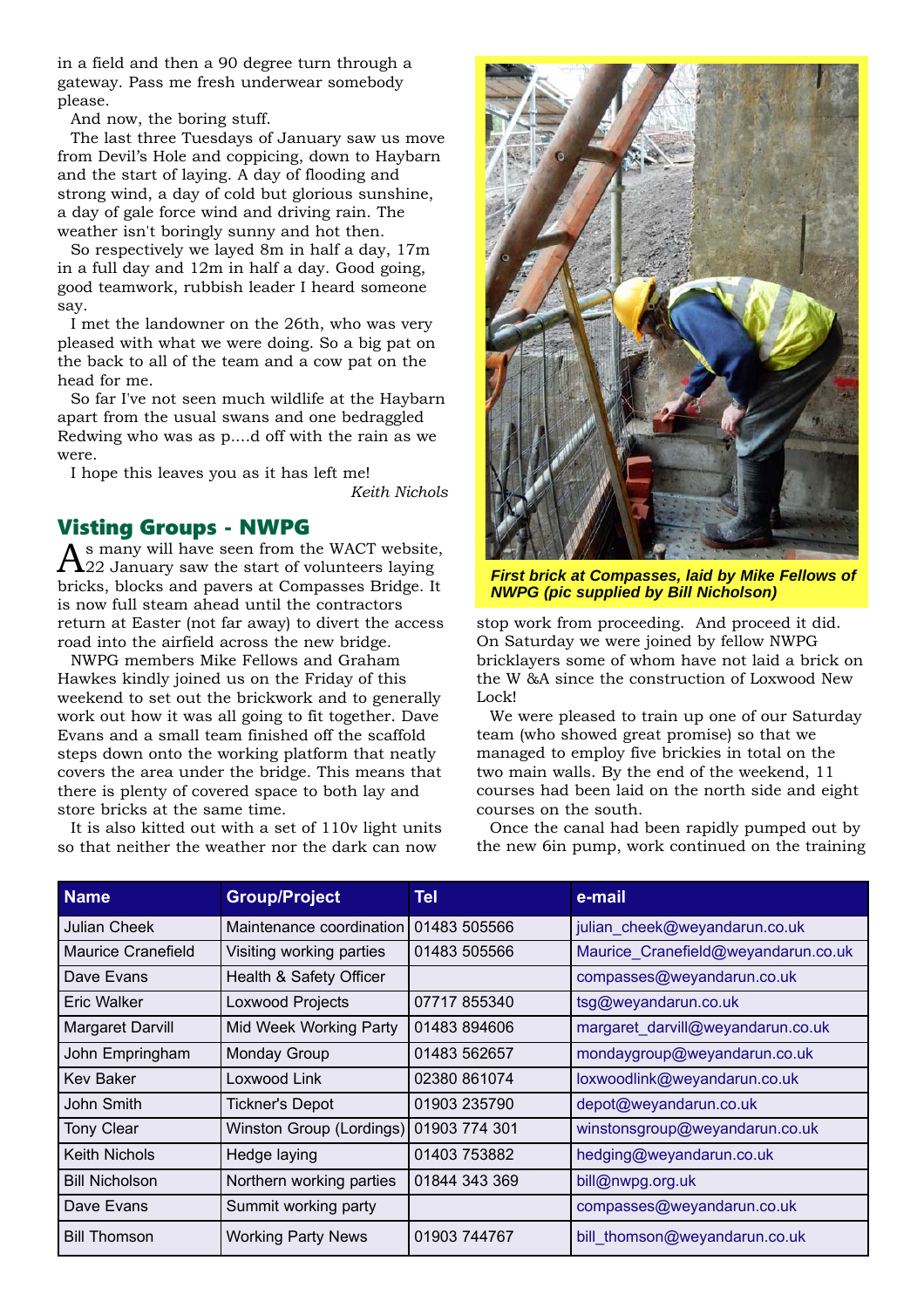in a field and then a 90 degree turn through a gateway. Pass me fresh underwear somebody please.

And now, the boring stuff.

The last three Tuesdays of January saw us move from Devil's Hole and coppicing, down to Haybarn and the start of laying. A day of flooding and strong wind, a day of cold but glorious sunshine, a day of gale force wind and driving rain. The weather isn't boringly sunny and hot then.

So respectively we layed 8m in half a day, 17m in a full day and 12m in half a day. Good going, good teamwork, rubbish leader I heard someone say.

I met the landowner on the 26th, who was very pleased with what we were doing. So a big pat on the back to all of the team and a cow pat on the head for me.

So far I've not seen much wildlife at the Haybarn apart from the usual swans and one bedraggled Redwing who was as p....d off with the rain as we were.

I hope this leaves you as it has left me!

*Keith Nichols*

## Visting Groups - NWPG

As many will have seen from the WACT website, 22 January saw the start of volunteers laying bricks, blocks and pavers at Compasses Bridge. It is now full steam ahead until the contractors return at Easter (not far away) to divert the access road into the airfield across the new bridge.

NWPG members Mike Fellows and Graham Hawkes kindly joined us on the Friday of this weekend to set out the brickwork and to generally work out how it was all going to fit together. Dave Evans and a small team finished off the scaffold steps down onto the working platform that neatly covers the area under the bridge. This means that there is plenty of covered space to both lay and store bricks at the same time.

It is also kitted out with a set of 110v light units so that neither the weather nor the dark can now stop work from proceeding. And proceed it did. On Saturday we were joined by fellow NWPG bricklayers some of whom have not laid a brick on the W &A since the construction of Loxwood New Lock!

***First brick at Compasses, laid by Mike Fellows of NWPG (pic supplied by Bill Nicholson)***

We were pleased to train up one of our Saturday team (who showed great promise) so that we managed to employ five brickies in total on the two main walls. By the end of the weekend, 11 courses had been laid on the north side and eight courses on the south.

Once the canal had been rapidly pumped out by the new 6in pump, work continued on the training

| Name | Group/Project | Tel | e-mail |
|---|---|---|---|
| Julian Cheek | Maintenance coordination | 01483 505566 | julian_cheek@weyandarun.co.uk |
| Maurice Cranefield | Visiting working parties | 01483 505566 | Maurice_Cranefield@weyandarun.co.uk |
| Dave Evans | Health & Safety Officer | | compasses@weyandarun.co.uk |
| Eric Walker | Loxwood Projects | 07717 855340 | tsg@weyandarun.co.uk |
| Margaret Darvill | Mid Week Working Party | 01483 894606 | margaret_darvill@weyandarun.co.uk |
| John Empringham | Monday Group | 01483 562657 | mondaygroup@weyandarun.co.uk |
| Kev Baker | Loxwood Link | 02380 861074 | loxwoodlink@weyandarun.co.uk |
| John Smith | Tickner's Depot | 01903 235790 | depot@weyandarun.co.uk |
| Tony Clear | Winston Group (Lordings) | 01903 774 301 | winstonsgroup@weyandarun.co.uk |
| Keith Nichols | Hedge laying | 01403 753882 | hedging@weyandarun.co.uk |
| Bill Nicholson | Northern working parties | 01844 343 369 | bill@nwpg.org.uk |
| Dave Evans | Summit working party | | compasses@weyandarun.co.uk |
| Bill Thomson | Working Party News | 01903 744767 | bill_thomson@weyandarun.co.uk |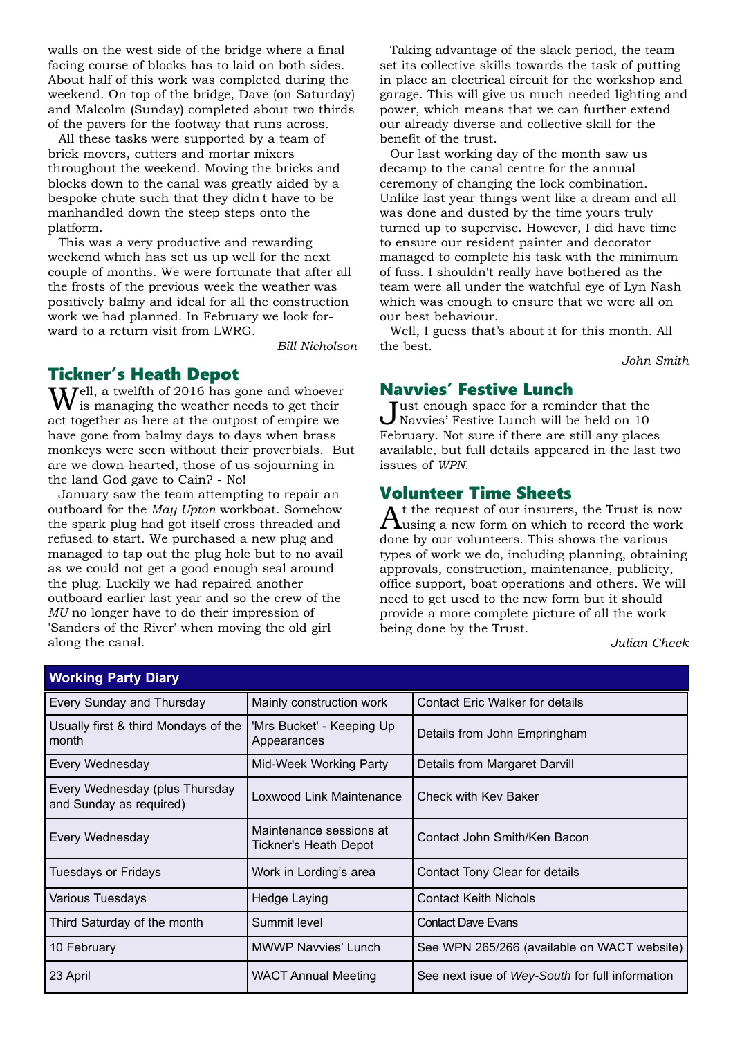walls on the west side of the bridge where a final facing course of blocks has to laid on both sides. About half of this work was completed during the weekend. On top of the bridge, Dave (on Saturday) and Malcolm (Sunday) completed about two thirds of the pavers for the footway that runs across.

All these tasks were supported by a team of brick movers, cutters and mortar mixers throughout the weekend. Moving the bricks and blocks down to the canal was greatly aided by a bespoke chute such that they didn't have to be manhandled down the steep steps onto the platform.

This was a very productive and rewarding weekend which has set us up well for the next couple of months. We were fortunate that after all the frosts of the previous week the weather was positively balmy and ideal for all the construction work we had planned. In February we look forward to a return visit from LWRG.

*Bill Nicholson*

## Tickner's Heath Depot

Well, a twelfth of 2016 has gone and whoever is managing the weather needs to get their act together as here at the outpost of empire we have gone from balmy days to days when brass monkeys were seen without their proverbials. But are we down-hearted, those of us sojourning in the land God gave to Cain? - No!

January saw the team attempting to repair an outboard for the *May Upton* workboat. Somehow the spark plug had got itself cross threaded and refused to start. We purchased a new plug and managed to tap out the plug hole but to no avail as we could not get a good enough seal around the plug. Luckily we had repaired another outboard earlier last year and so the crew of the *MU* no longer have to do their impression of 'Sanders of the River' when moving the old girl along the canal.

Taking advantage of the slack period, the team set its collective skills towards the task of putting in place an electrical circuit for the workshop and garage. This will give us much needed lighting and power, which means that we can further extend our already diverse and collective skill for the benefit of the trust.

Our last working day of the month saw us decamp to the canal centre for the annual ceremony of changing the lock combination. Unlike last year things went like a dream and all was done and dusted by the time yours truly turned up to supervise. However, I did have time to ensure our resident painter and decorator managed to complete his task with the minimum of fuss. I shouldn't really have bothered as the team were all under the watchful eye of Lyn Nash which was enough to ensure that we were all on our best behaviour.

Well, I guess that's about it for this month. All the best.

*John Smith*

## Navvies' Festive Lunch

Just enough space for a reminder that the Navvies' Festive Lunch will be held on 10 February. Not sure if there are still any places available, but full details appeared in the last two issues of *WPN*.

## Volunteer Time Sheets

At the request of our insurers, the Trust is now using a new form on which to record the work done by our volunteers. This shows the various types of work we do, including planning, obtaining approvals, construction, maintenance, publicity, office support, boat operations and others. We will need to get used to the new form but it should provide a more complete picture of all the work being done by the Trust.

*Julian Cheek*

## Working Party Diary

| | | |
|---|---|---|
| Every Sunday and Thursday | Mainly construction work | Contact Eric Walker for details |
| Usually first & third Mondays of the month | 'Mrs Bucket' - Keeping Up Appearances | Details from John Empringham |
| Every Wednesday | Mid-Week Working Party | Details from Margaret Darvill |
| Every Wednesday (plus Thursday and Sunday as required) | Loxwood Link Maintenance | Check with Kev Baker |
| Every Wednesday | Maintenance sessions at Tickner's Heath Depot | Contact John Smith/Ken Bacon |
| Tuesdays or Fridays | Work in Lording's area | Contact Tony Clear for details |
| Various Tuesdays | Hedge Laying | Contact Keith Nichols |
| Third Saturday of the month | Summit level | Contact Dave Evans |
| 10 February | MWWP Navvies' Lunch | See WPN 265/266 (available on WACT website) |
| 23 April | WACT Annual Meeting | See next isue of *Wey-South* for full information |